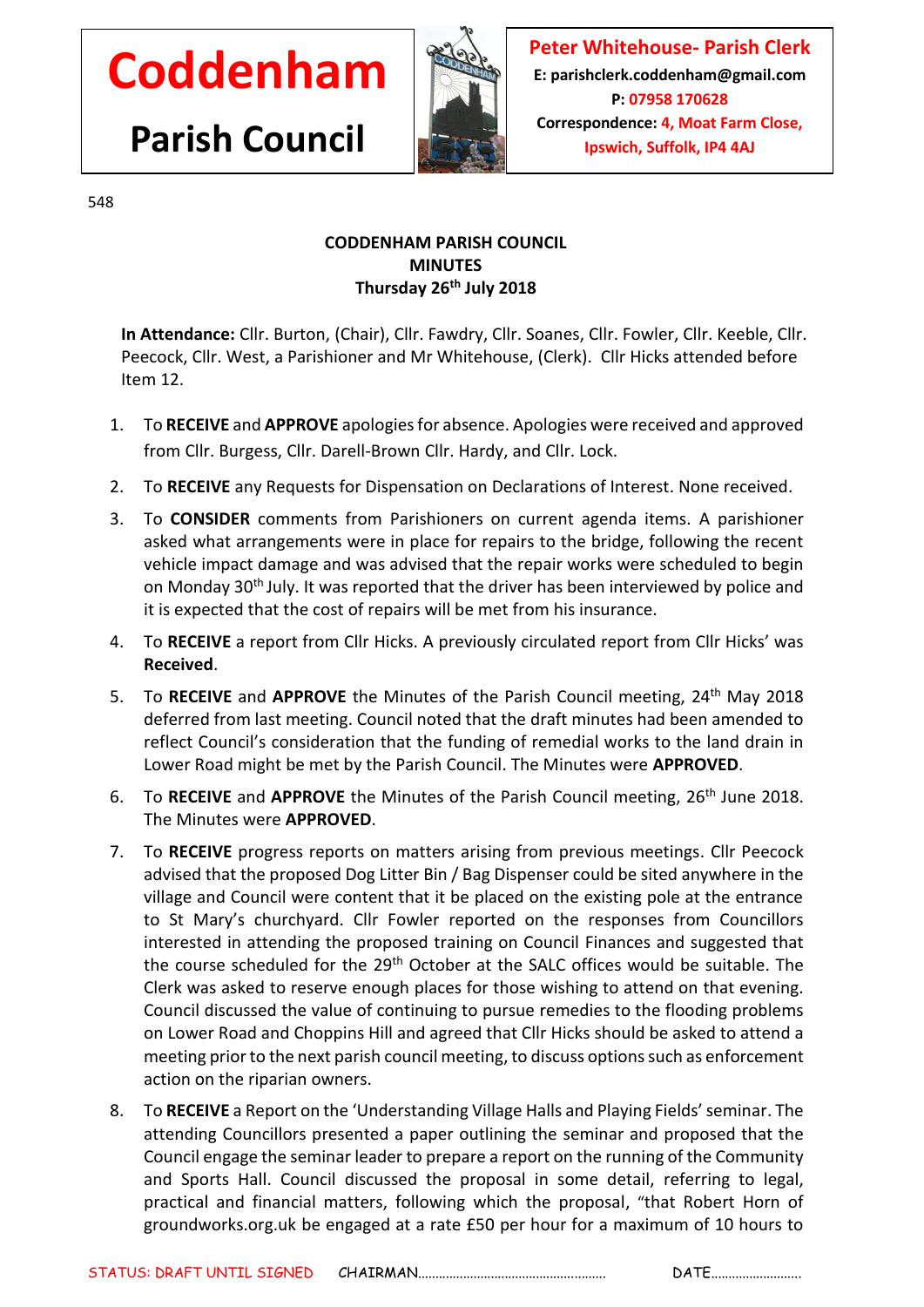# Coddenham Parish Council

**Peter Whitehouse- Parish Clerk**
**E: parishclerk.coddenham@gmail.com**
**P: 07958 170628**
**Correspondence: 4, Moat Farm Close, Ipswich, Suffolk, IP4 4AJ**

548

## CODDENHAM PARISH COUNCIL
## MINUTES
## Thursday 26th July 2018

**In Attendance:** Cllr. Burton, (Chair), Cllr. Fawdry, Cllr. Soanes, Cllr. Fowler, Cllr. Keeble, Cllr. Peecock, Cllr. West, a Parishioner and Mr Whitehouse, (Clerk). Cllr Hicks attended before Item 12.

1. To **RECEIVE** and **APPROVE** apologies for absence. Apologies were received and approved from Cllr. Burgess, Cllr. Darell-Brown Cllr. Hardy, and Cllr. Lock.
2. To **RECEIVE** any Requests for Dispensation on Declarations of Interest. None received.
3. To **CONSIDER** comments from Parishioners on current agenda items. A parishioner asked what arrangements were in place for repairs to the bridge, following the recent vehicle impact damage and was advised that the repair works were scheduled to begin on Monday 30th July. It was reported that the driver has been interviewed by police and it is expected that the cost of repairs will be met from his insurance.
4. To **RECEIVE** a report from Cllr Hicks. A previously circulated report from Cllr Hicks' was **Received**.
5. To **RECEIVE** and **APPROVE** the Minutes of the Parish Council meeting, 24th May 2018 deferred from last meeting. Council noted that the draft minutes had been amended to reflect Council's consideration that the funding of remedial works to the land drain in Lower Road might be met by the Parish Council. The Minutes were **APPROVED**.
6. To **RECEIVE** and **APPROVE** the Minutes of the Parish Council meeting, 26th June 2018. The Minutes were **APPROVED**.
7. To **RECEIVE** progress reports on matters arising from previous meetings. Cllr Peecock advised that the proposed Dog Litter Bin / Bag Dispenser could be sited anywhere in the village and Council were content that it be placed on the existing pole at the entrance to St Mary's churchyard. Cllr Fowler reported on the responses from Councillors interested in attending the proposed training on Council Finances and suggested that the course scheduled for the 29th October at the SALC offices would be suitable. The Clerk was asked to reserve enough places for those wishing to attend on that evening. Council discussed the value of continuing to pursue remedies to the flooding problems on Lower Road and Choppins Hill and agreed that Cllr Hicks should be asked to attend a meeting prior to the next parish council meeting, to discuss options such as enforcement action on the riparian owners.
8. To **RECEIVE** a Report on the 'Understanding Village Halls and Playing Fields' seminar. The attending Councillors presented a paper outlining the seminar and proposed that the Council engage the seminar leader to prepare a report on the running of the Community and Sports Hall. Council discussed the proposal in some detail, referring to legal, practical and financial matters, following which the proposal, "that Robert Horn of groundworks.org.uk be engaged at a rate £50 per hour for a maximum of 10 hours to

STATUS: DRAFT UNTIL SIGNED CHAIRMAN…………………………………………… DATE……………………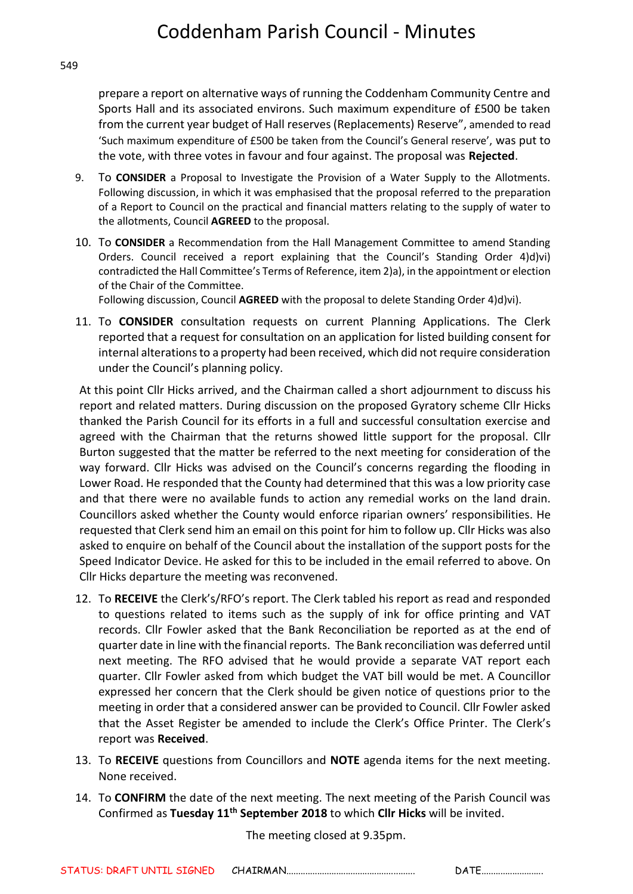prepare a report on alternative ways of running the Coddenham Community Centre and Sports Hall and its associated environs. Such maximum expenditure of £500 be taken from the current year budget of Hall reserves (Replacements) Reserve", amended to read 'Such maximum expenditure of £500 be taken from the Council's General reserve', was put to the vote, with three votes in favour and four against. The proposal was **Rejected**.

9. To **CONSIDER** a Proposal to Investigate the Provision of a Water Supply to the Allotments. Following discussion, in which it was emphasised that the proposal referred to the preparation of a Report to Council on the practical and financial matters relating to the supply of water to the allotments, Council **AGREED** to the proposal.

10. To **CONSIDER** a Recommendation from the Hall Management Committee to amend Standing Orders. Council received a report explaining that the Council's Standing Order 4)d)vi) contradicted the Hall Committee's Terms of Reference, item 2)a), in the appointment or election of the Chair of the Committee.
    Following discussion, Council **AGREED** with the proposal to delete Standing Order 4)d)vi).

11. To **CONSIDER** consultation requests on current Planning Applications. The Clerk reported that a request for consultation on an application for listed building consent for internal alterations to a property had been received, which did not require consideration under the Council's planning policy.

At this point Cllr Hicks arrived, and the Chairman called a short adjournment to discuss his report and related matters. During discussion on the proposed Gyratory scheme Cllr Hicks thanked the Parish Council for its efforts in a full and successful consultation exercise and agreed with the Chairman that the returns showed little support for the proposal. Cllr Burton suggested that the matter be referred to the next meeting for consideration of the way forward. Cllr Hicks was advised on the Council's concerns regarding the flooding in Lower Road. He responded that the County had determined that this was a low priority case and that there were no available funds to action any remedial works on the land drain. Councillors asked whether the County would enforce riparian owners' responsibilities. He requested that Clerk send him an email on this point for him to follow up. Cllr Hicks was also asked to enquire on behalf of the Council about the installation of the support posts for the Speed Indicator Device. He asked for this to be included in the email referred to above. On Cllr Hicks departure the meeting was reconvened.

12. To **RECEIVE** the Clerk's/RFO's report. The Clerk tabled his report as read and responded to questions related to items such as the supply of ink for office printing and VAT records. Cllr Fowler asked that the Bank Reconciliation be reported as at the end of quarter date in line with the financial reports. The Bank reconciliation was deferred until next meeting. The RFO advised that he would provide a separate VAT report each quarter. Cllr Fowler asked from which budget the VAT bill would be met. A Councillor expressed her concern that the Clerk should be given notice of questions prior to the meeting in order that a considered answer can be provided to Council. Cllr Fowler asked that the Asset Register be amended to include the Clerk's Office Printer. The Clerk's report was **Received**.

13. To **RECEIVE** questions from Councillors and **NOTE** agenda items for the next meeting. None received.

14. To **CONFIRM** the date of the next meeting. The next meeting of the Parish Council was Confirmed as **Tuesday 11th September 2018** to which **Cllr Hicks** will be invited.

The meeting closed at 9.35pm.

STATUS: DRAFT UNTIL SIGNED CHAIRMAN……………………………………………… DATE……………………